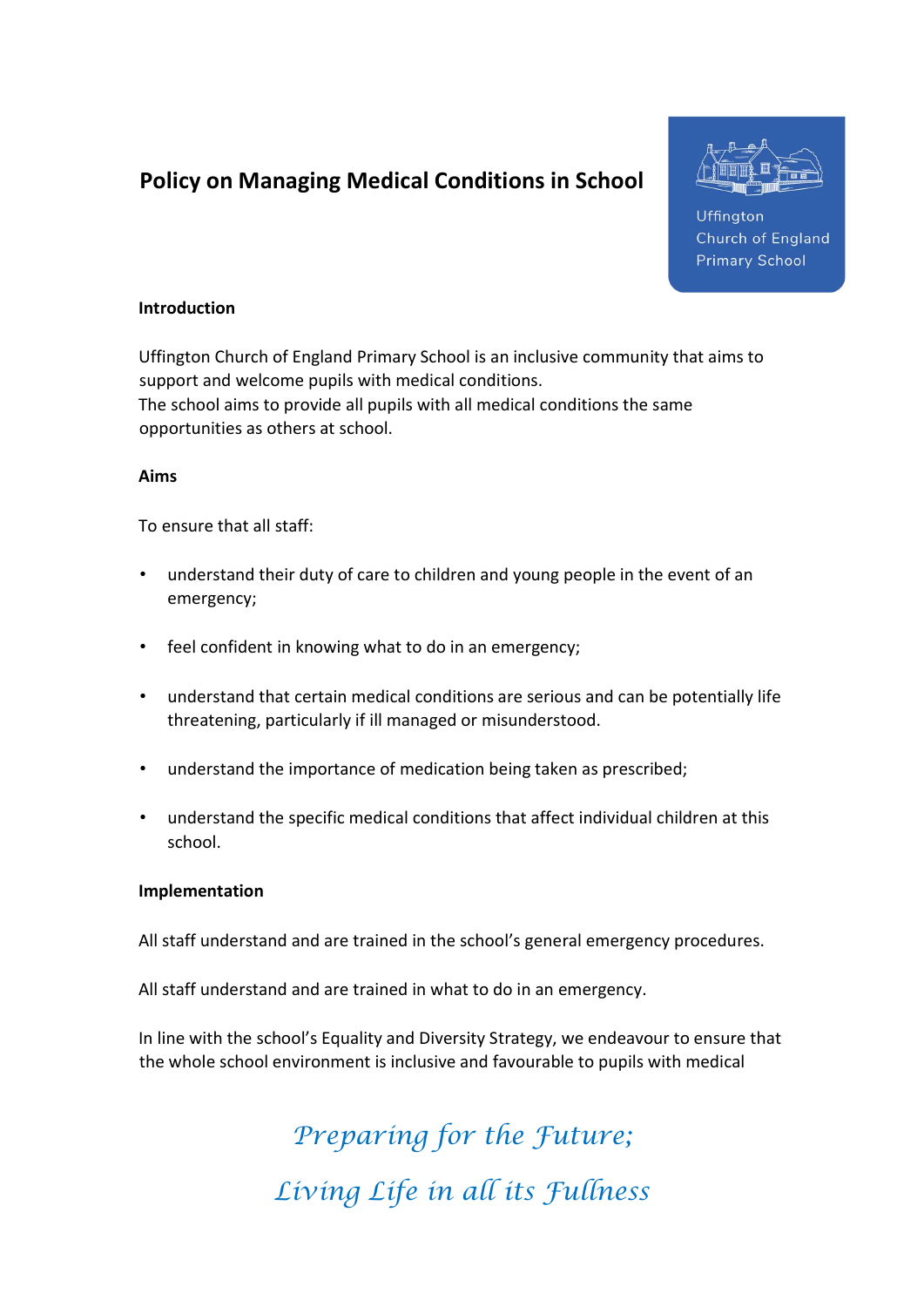# Policy on Managing Medical Conditions in School

Uffington Church of England Primary School

## Introduction

Uffington Church of England Primary School is an inclusive community that aims to support and welcome pupils with medical conditions.
The school aims to provide all pupils with all medical conditions the same opportunities as others at school.

## Aims

To ensure that all staff:

- understand their duty of care to children and young people in the event of an emergency;
- feel confident in knowing what to do in an emergency;
- understand that certain medical conditions are serious and can be potentially life threatening, particularly if ill managed or misunderstood.
- understand the importance of medication being taken as prescribed;
- understand the specific medical conditions that affect individual children at this school.

## Implementation

All staff understand and are trained in the school's general emergency procedures.

All staff understand and are trained in what to do in an emergency.

In line with the school's Equality and Diversity Strategy, we endeavour to ensure that the whole school environment is inclusive and favourable to pupils with medical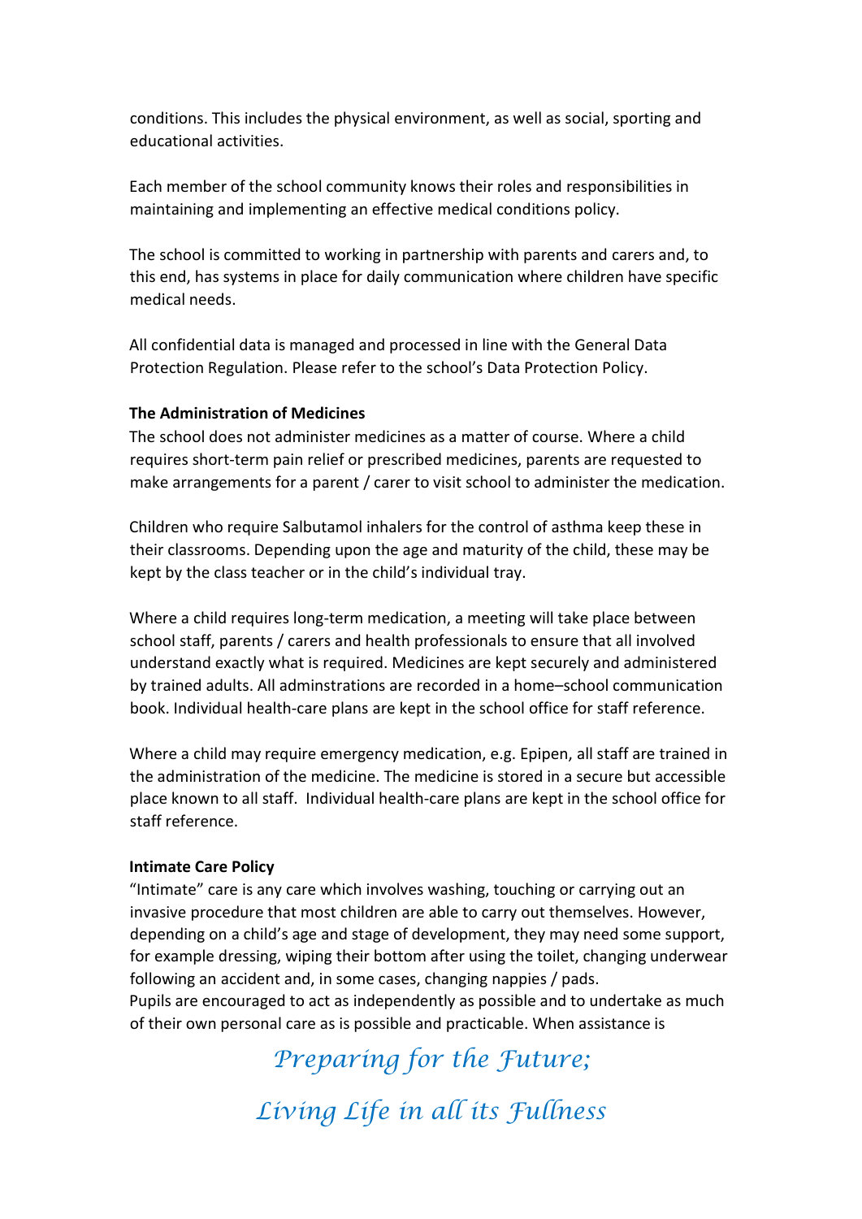conditions. This includes the physical environment, as well as social, sporting and educational activities.

Each member of the school community knows their roles and responsibilities in maintaining and implementing an effective medical conditions policy.

The school is committed to working in partnership with parents and carers and, to this end, has systems in place for daily communication where children have specific medical needs.

All confidential data is managed and processed in line with the General Data Protection Regulation. Please refer to the school's Data Protection Policy.

**The Administration of Medicines**

The school does not administer medicines as a matter of course. Where a child requires short-term pain relief or prescribed medicines, parents are requested to make arrangements for a parent / carer to visit school to administer the medication.

Children who require Salbutamol inhalers for the control of asthma keep these in their classrooms. Depending upon the age and maturity of the child, these may be kept by the class teacher or in the child's individual tray.

Where a child requires long-term medication, a meeting will take place between school staff, parents / carers and health professionals to ensure that all involved understand exactly what is required. Medicines are kept securely and administered by trained adults. All adminstrations are recorded in a home–school communication book. Individual health-care plans are kept in the school office for staff reference.

Where a child may require emergency medication, e.g. Epipen, all staff are trained in the administration of the medicine. The medicine is stored in a secure but accessible place known to all staff. Individual health-care plans are kept in the school office for staff reference.

**Intimate Care Policy**

"Intimate" care is any care which involves washing, touching or carrying out an invasive procedure that most children are able to carry out themselves. However, depending on a child's age and stage of development, they may need some support, for example dressing, wiping their bottom after using the toilet, changing underwear following an accident and, in some cases, changing nappies / pads.
Pupils are encouraged to act as independently as possible and to undertake as much of their own personal care as is possible and practicable. When assistance is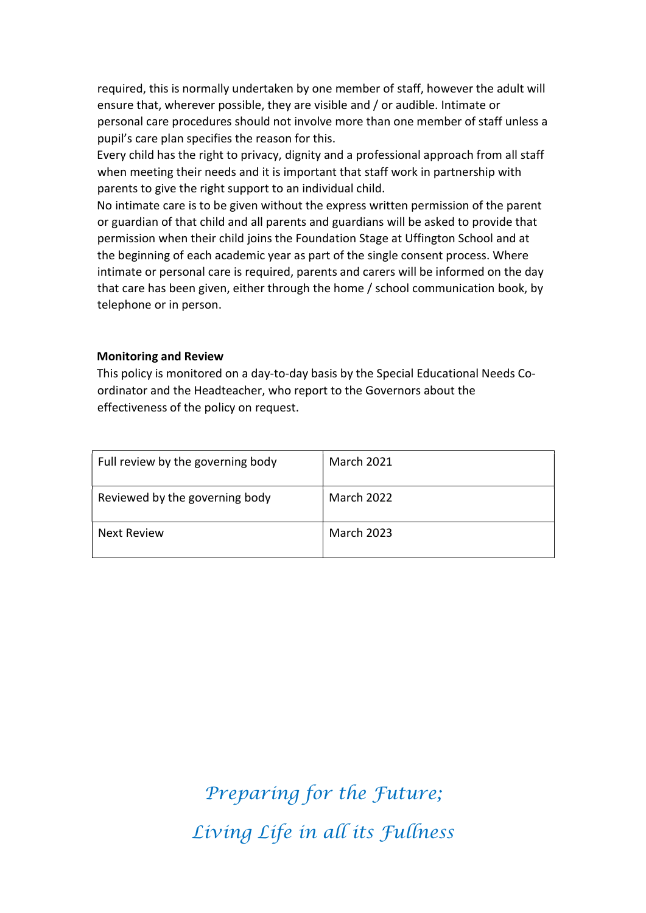required, this is normally undertaken by one member of staff, however the adult will ensure that, wherever possible, they are visible and / or audible. Intimate or personal care procedures should not involve more than one member of staff unless a pupil's care plan specifies the reason for this.

Every child has the right to privacy, dignity and a professional approach from all staff when meeting their needs and it is important that staff work in partnership with parents to give the right support to an individual child.

No intimate care is to be given without the express written permission of the parent or guardian of that child and all parents and guardians will be asked to provide that permission when their child joins the Foundation Stage at Uffington School and at the beginning of each academic year as part of the single consent process. Where intimate or personal care is required, parents and carers will be informed on the day that care has been given, either through the home / school communication book, by telephone or in person.

**Monitoring and Review**

This policy is monitored on a day-to-day basis by the Special Educational Needs Co-ordinator and the Headteacher, who report to the Governors about the effectiveness of the policy on request.

| | |
|---|---|
| Full review by the governing body | March 2021 |
| Reviewed by the governing body | March 2022 |
| Next Review | March 2023 |

*Preparing for the Future;*

*Living Life in all its Fullness*